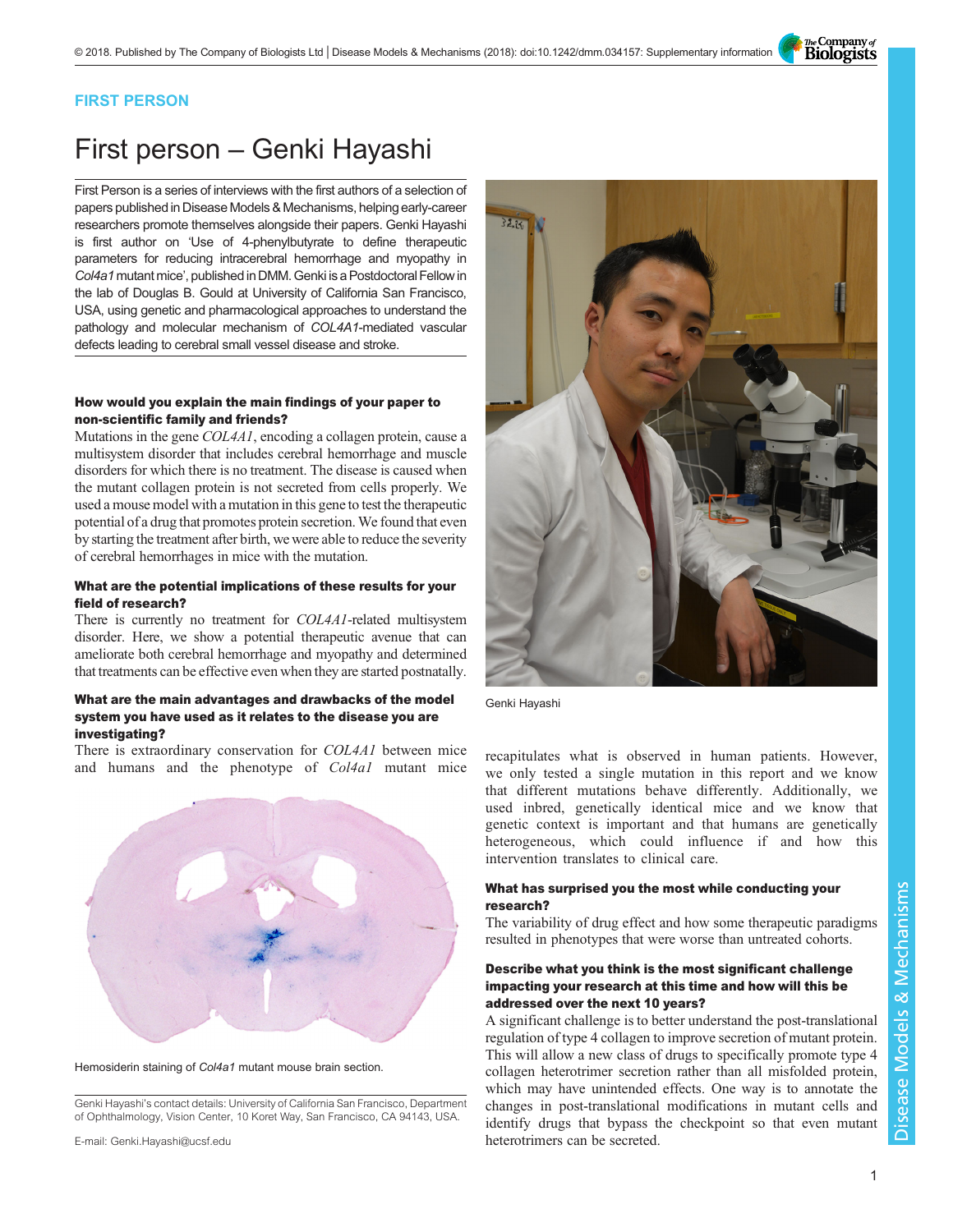FIRST PERSON

# First person – Genki Hayashi

First Person is a series of interviews with the first authors of a selection of papers published in Disease Models & Mechanisms, helping early-career researchers promote themselves alongside their papers. Genki Hayashi is first author on 'Use of 4-phenylbutyrate to define therapeutic parameters for reducing intracerebral hemorrhage and myopathy in *Col4a1* mutant mice', published in DMM. Genki is a Postdoctoral Fellow in the lab of Douglas B. Gould at University of California San Francisco, USA, using genetic and pharmacological approaches to understand the pathology and molecular mechanism of *COL4A1*-mediated vascular defects leading to cerebral small vessel disease and stroke.

Genki Hayashi

### How would you explain the main findings of your paper to non-scientific family and friends?

Mutations in the gene *COL4A1*, encoding a collagen protein, cause a multisystem disorder that includes cerebral hemorrhage and muscle disorders for which there is no treatment. The disease is caused when the mutant collagen protein is not secreted from cells properly. We used a mouse model with a mutation in this gene to test the therapeutic potential of a drug that promotes protein secretion. We found that even by starting the treatment after birth, we were able to reduce the severity of cerebral hemorrhages in mice with the mutation.

### What are the potential implications of these results for your field of research?

There is currently no treatment for *COL4A1*-related multisystem disorder. Here, we show a potential therapeutic avenue that can ameliorate both cerebral hemorrhage and myopathy and determined that treatments can be effective even when they are started postnatally.

### What are the main advantages and drawbacks of the model system you have used as it relates to the disease you are investigating?

There is extraordinary conservation for *COL4A1* between mice and humans and the phenotype of *Col4a1* mutant mice recapitulates what is observed in human patients. However, we only tested a single mutation in this report and we know that different mutations behave differently. Additionally, we used inbred, genetically identical mice and we know that genetic context is important and that humans are genetically heterogeneous, which could influence if and how this intervention translates to clinical care.

Hemosiderin staining of *Col4a1* mutant mouse brain section.

### What has surprised you the most while conducting your research?

The variability of drug effect and how some therapeutic paradigms resulted in phenotypes that were worse than untreated cohorts.

### Describe what you think is the most significant challenge impacting your research at this time and how will this be addressed over the next 10 years?

A significant challenge is to better understand the post-translational regulation of type 4 collagen to improve secretion of mutant protein. This will allow a new class of drugs to specifically promote type 4 collagen heterotrimer secretion rather than all misfolded protein, which may have unintended effects. One way is to annotate the changes in post-translational modifications in mutant cells and identify drugs that bypass the checkpoint so that even mutant heterotrimers can be secreted.

Genki Hayashi's contact details: University of California San Francisco, Department of Ophthalmology, Vision Center, 10 Koret Way, San Francisco, CA 94143, USA.

E-mail: Genki.Hayashi@ucsf.edu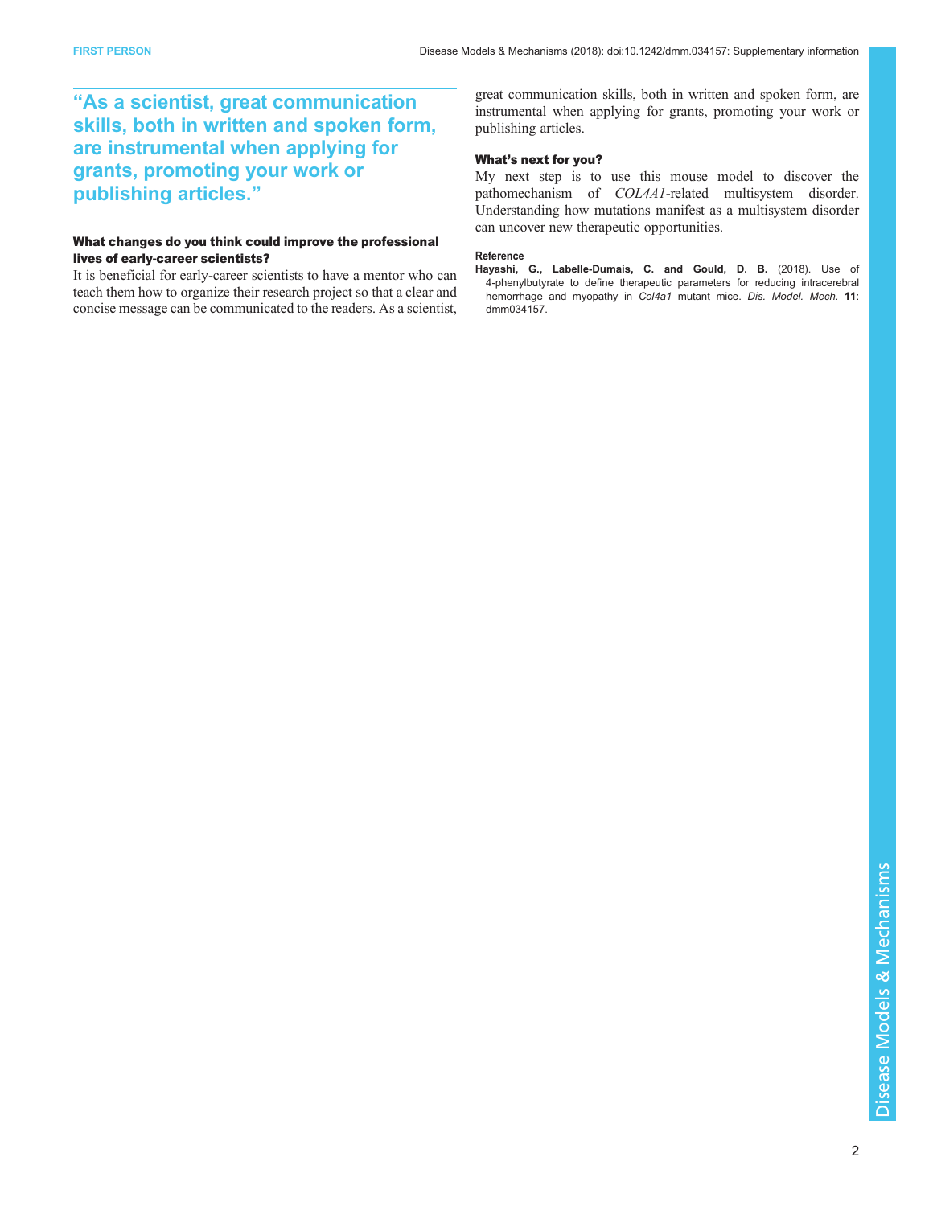> **"As a scientist, great communication skills, both in written and spoken form, are instrumental when applying for grants, promoting your work or publishing articles."**

### What changes do you think could improve the professional lives of early-career scientists?

It is beneficial for early-career scientists to have a mentor who can teach them how to organize their research project so that a clear and concise message can be communicated to the readers. As a scientist, great communication skills, both in written and spoken form, are instrumental when applying for grants, promoting your work or publishing articles.

### What's next for you?

My next step is to use this mouse model to discover the pathomechanism of *COL4A1*-related multisystem disorder. Understanding how mutations manifest as a multisystem disorder can uncover new therapeutic opportunities.

#### Reference

**Hayashi, G., Labelle-Dumais, C. and Gould, D. B.** (2018). Use of 4-phenylbutyrate to define therapeutic parameters for reducing intracerebral hemorrhage and myopathy in *Col4a1* mutant mice. *Dis. Model. Mech.* **11**: dmm034157.